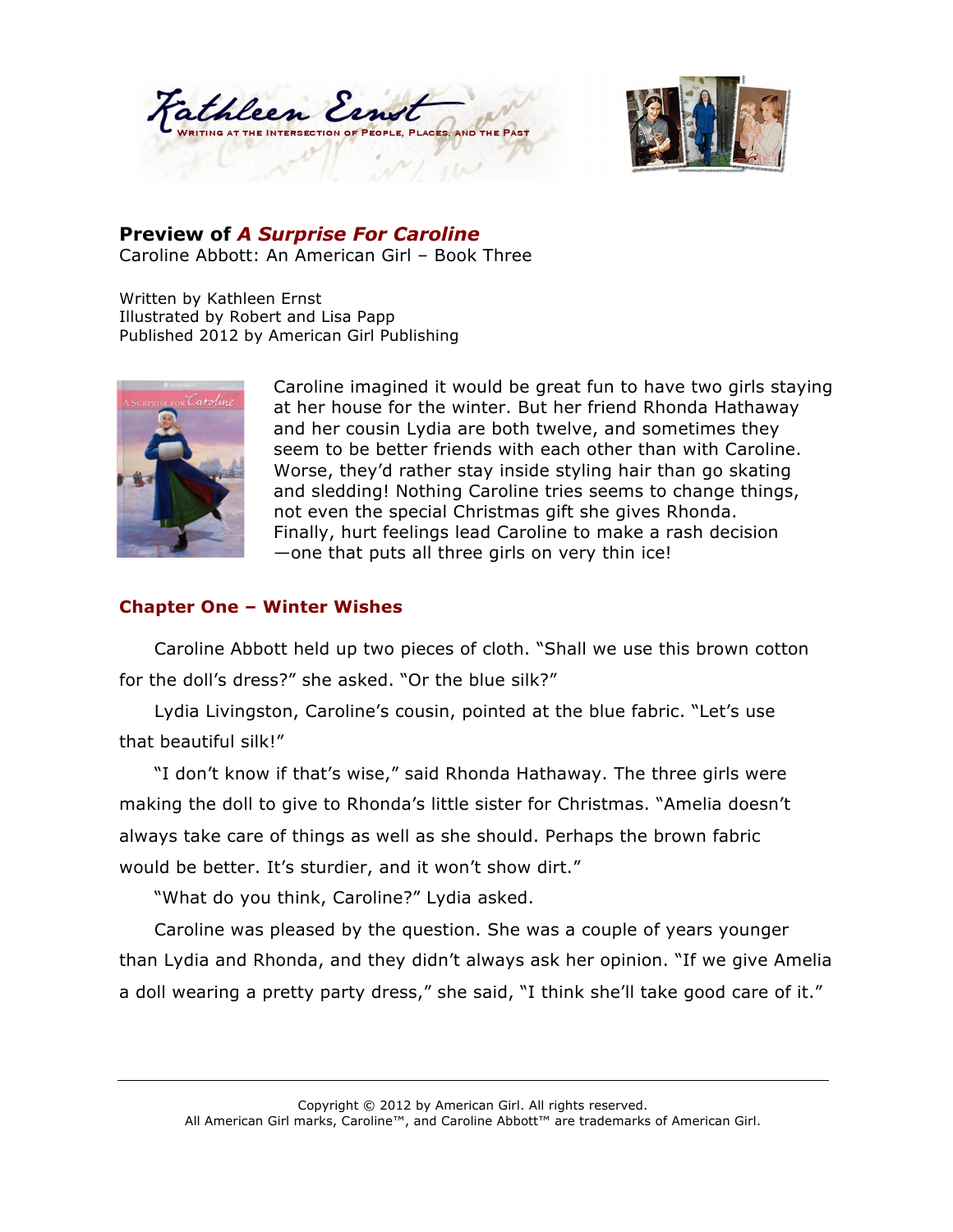Kathleen Ernst
WRITING AT THE INTERSECTION OF PEOPLE, PLACES, AND THE PAST

## Preview of *A Surprise For Caroline*

Caroline Abbott: An American Girl – Book Three

Written by Kathleen Ernst
Illustrated by Robert and Lisa Papp
Published 2012 by American Girl Publishing

Caroline imagined it would be great fun to have two girls staying at her house for the winter. But her friend Rhonda Hathaway and her cousin Lydia are both twelve, and sometimes they seem to be better friends with each other than with Caroline. Worse, they'd rather stay inside styling hair than go skating and sledding! Nothing Caroline tries seems to change things, not even the special Christmas gift she gives Rhonda. Finally, hurt feelings lead Caroline to make a rash decision—one that puts all three girls on very thin ice!

### Chapter One – Winter Wishes

Caroline Abbott held up two pieces of cloth. "Shall we use this brown cotton for the doll's dress?" she asked. "Or the blue silk?"

Lydia Livingston, Caroline's cousin, pointed at the blue fabric. "Let's use that beautiful silk!"

"I don't know if that's wise," said Rhonda Hathaway. The three girls were making the doll to give to Rhonda's little sister for Christmas. "Amelia doesn't always take care of things as well as she should. Perhaps the brown fabric would be better. It's sturdier, and it won't show dirt."

"What do you think, Caroline?" Lydia asked.

Caroline was pleased by the question. She was a couple of years younger than Lydia and Rhonda, and they didn't always ask her opinion. "If we give Amelia a doll wearing a pretty party dress," she said, "I think she'll take good care of it."

Copyright © 2012 by American Girl. All rights reserved.
All American Girl marks, Caroline™, and Caroline Abbott™ are trademarks of American Girl.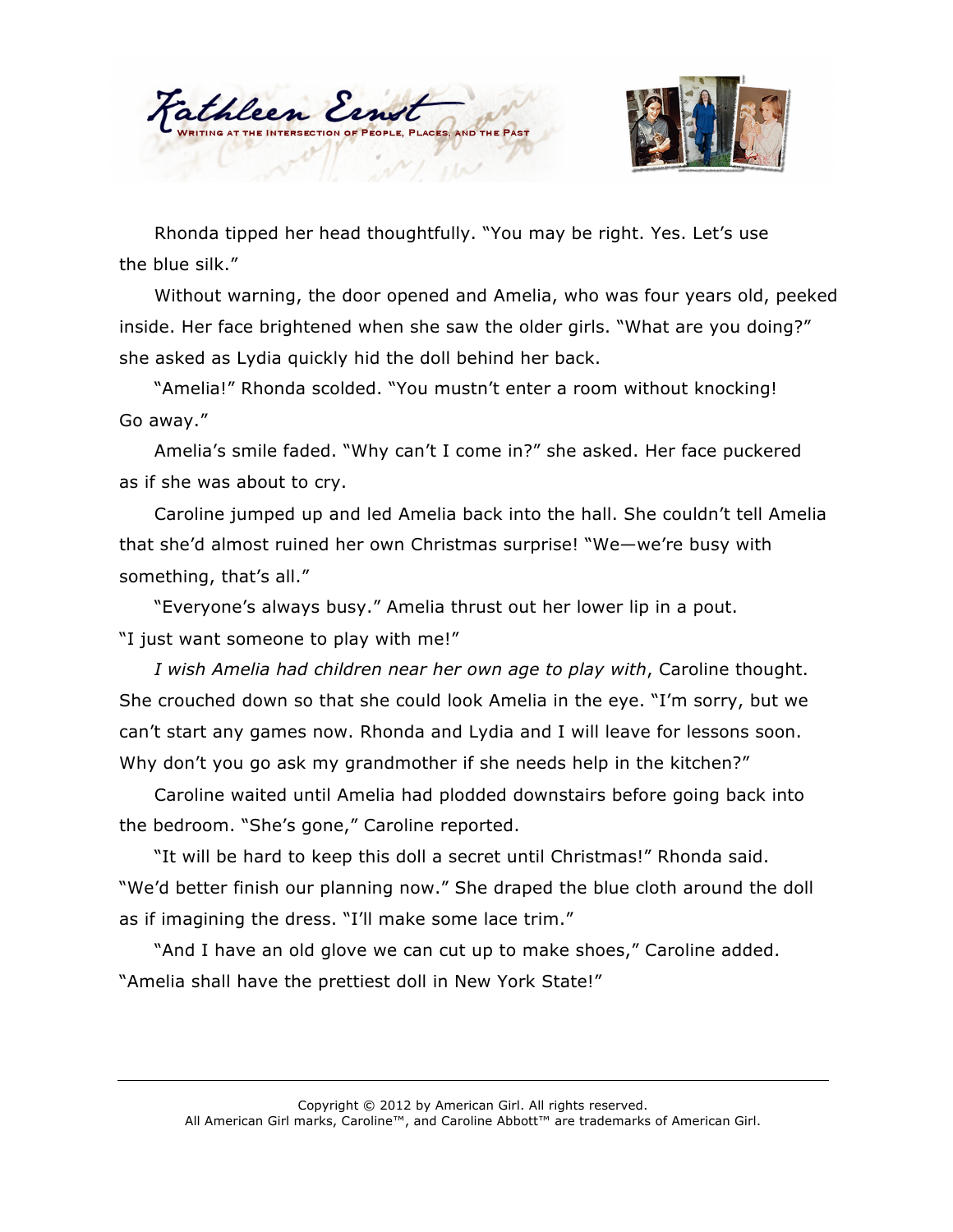Rhonda tipped her head thoughtfully. "You may be right. Yes. Let's use the blue silk."

Without warning, the door opened and Amelia, who was four years old, peeked inside. Her face brightened when she saw the older girls. "What are you doing?" she asked as Lydia quickly hid the doll behind her back.

"Amelia!" Rhonda scolded. "You mustn't enter a room without knocking! Go away."

Amelia's smile faded. "Why can't I come in?" she asked. Her face puckered as if she was about to cry.

Caroline jumped up and led Amelia back into the hall. She couldn't tell Amelia that she'd almost ruined her own Christmas surprise! "We—we're busy with something, that's all."

"Everyone's always busy." Amelia thrust out her lower lip in a pout. "I just want someone to play with me!"

*I wish Amelia had children near her own age to play with*, Caroline thought. She crouched down so that she could look Amelia in the eye. "I'm sorry, but we can't start any games now. Rhonda and Lydia and I will leave for lessons soon. Why don't you go ask my grandmother if she needs help in the kitchen?"

Caroline waited until Amelia had plodded downstairs before going back into the bedroom. "She's gone," Caroline reported.

"It will be hard to keep this doll a secret until Christmas!" Rhonda said. "We'd better finish our planning now." She draped the blue cloth around the doll as if imagining the dress. "I'll make some lace trim."

"And I have an old glove we can cut up to make shoes," Caroline added. "Amelia shall have the prettiest doll in New York State!"

Copyright © 2012 by American Girl. All rights reserved.
All American Girl marks, Caroline™, and Caroline Abbott™ are trademarks of American Girl.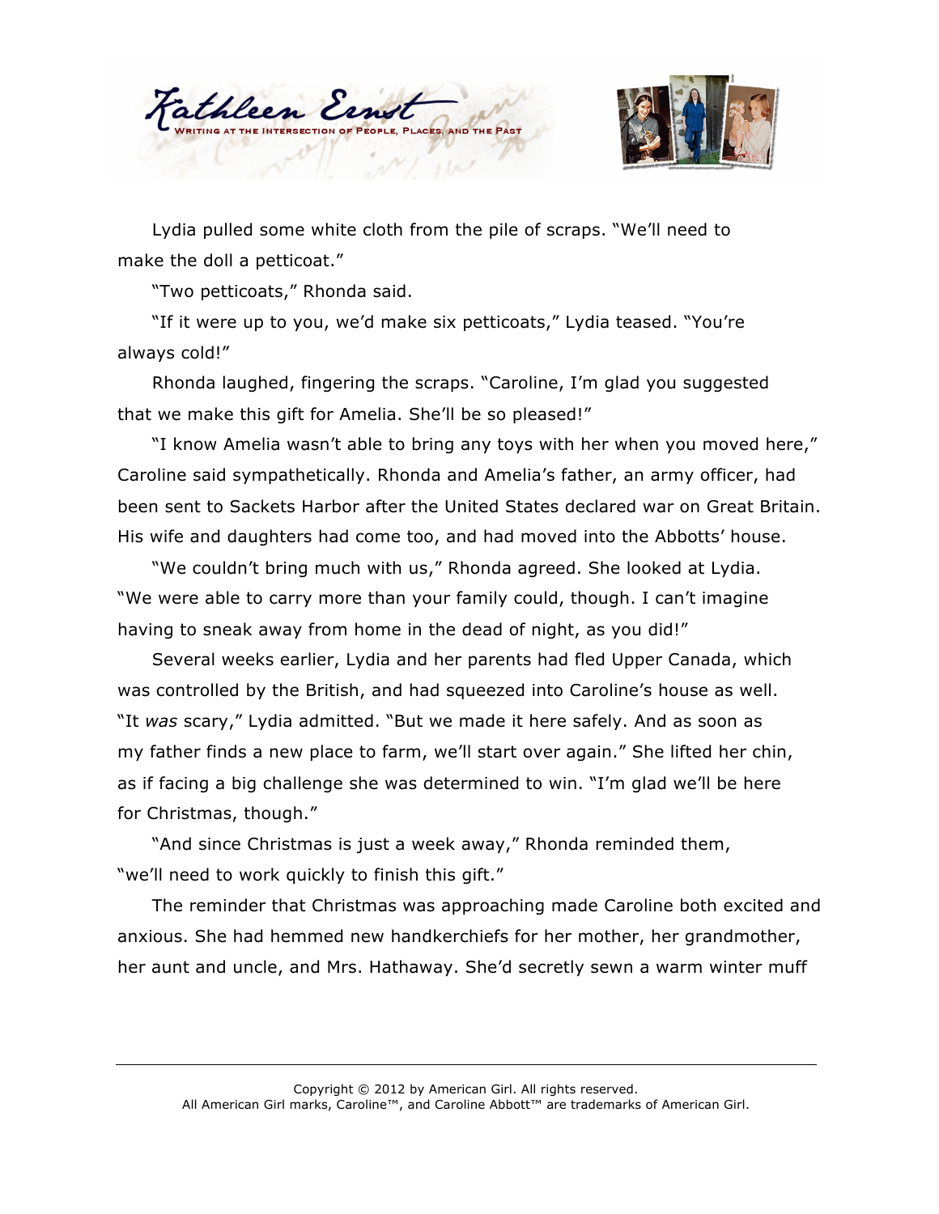Lydia pulled some white cloth from the pile of scraps. “We’ll need to make the doll a petticoat.”

“Two petticoats,” Rhonda said.

“If it were up to you, we’d make six petticoats,” Lydia teased. “You’re always cold!”

Rhonda laughed, fingering the scraps. “Caroline, I’m glad you suggested that we make this gift for Amelia. She’ll be so pleased!”

“I know Amelia wasn’t able to bring any toys with her when you moved here,” Caroline said sympathetically. Rhonda and Amelia’s father, an army officer, had been sent to Sackets Harbor after the United States declared war on Great Britain. His wife and daughters had come too, and had moved into the Abbotts’ house.

“We couldn’t bring much with us,” Rhonda agreed. She looked at Lydia. “We were able to carry more than your family could, though. I can’t imagine having to sneak away from home in the dead of night, as you did!”

Several weeks earlier, Lydia and her parents had fled Upper Canada, which was controlled by the British, and had squeezed into Caroline’s house as well. “It *was* scary,” Lydia admitted. “But we made it here safely. And as soon as my father finds a new place to farm, we’ll start over again.” She lifted her chin, as if facing a big challenge she was determined to win. “I’m glad we’ll be here for Christmas, though.”

“And since Christmas is just a week away,” Rhonda reminded them, “we’ll need to work quickly to finish this gift.”

The reminder that Christmas was approaching made Caroline both excited and anxious. She had hemmed new handkerchiefs for her mother, her grandmother, her aunt and uncle, and Mrs. Hathaway. She’d secretly sewn a warm winter muff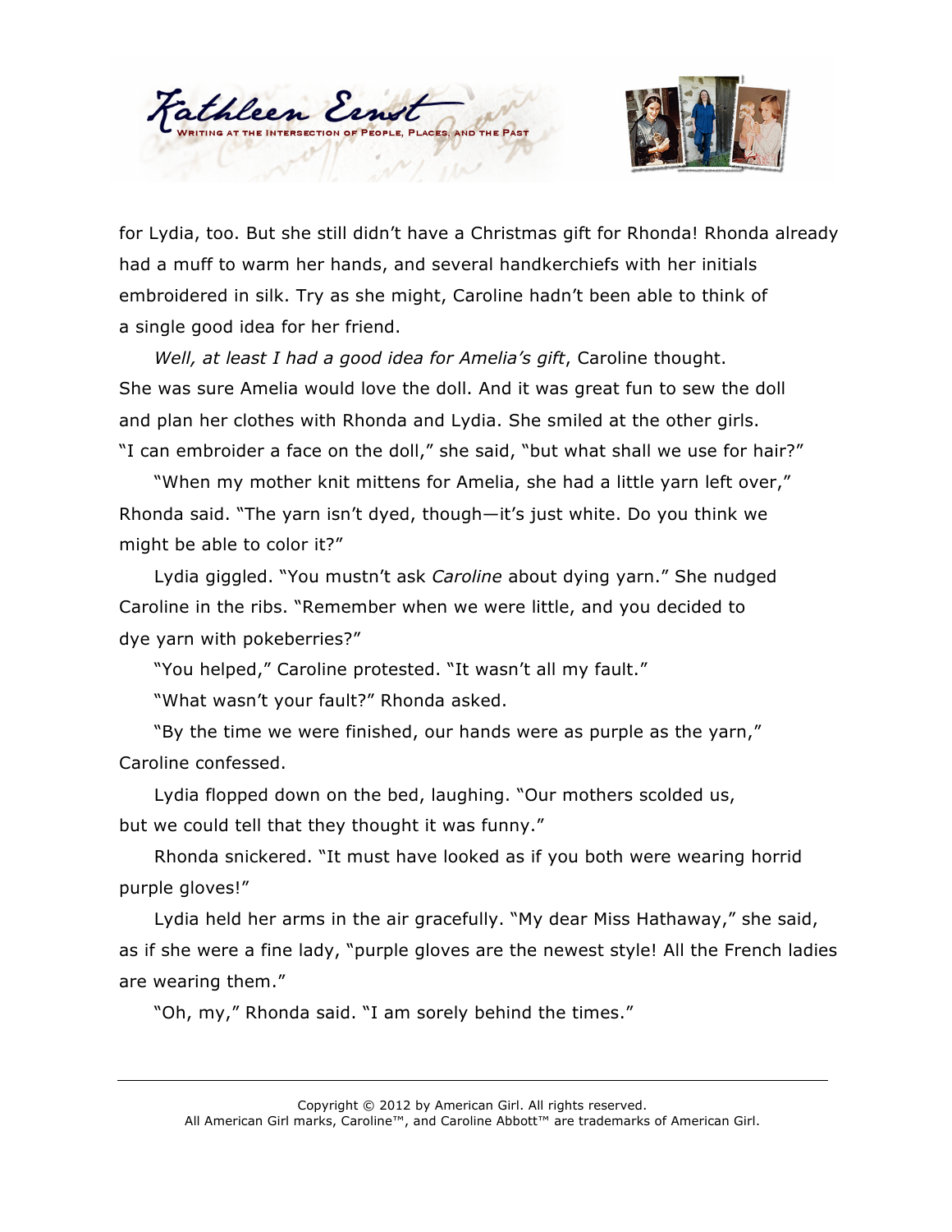for Lydia, too. But she still didn't have a Christmas gift for Rhonda! Rhonda already had a muff to warm her hands, and several handkerchiefs with her initials embroidered in silk. Try as she might, Caroline hadn't been able to think of a single good idea for her friend.

*Well, at least I had a good idea for Amelia's gift*, Caroline thought. She was sure Amelia would love the doll. And it was great fun to sew the doll and plan her clothes with Rhonda and Lydia. She smiled at the other girls. "I can embroider a face on the doll," she said, "but what shall we use for hair?"

"When my mother knit mittens for Amelia, she had a little yarn left over," Rhonda said. "The yarn isn't dyed, though—it's just white. Do you think we might be able to color it?"

Lydia giggled. "You mustn't ask *Caroline* about dying yarn." She nudged Caroline in the ribs. "Remember when we were little, and you decided to dye yarn with pokeberries?"

"You helped," Caroline protested. "It wasn't all my fault."

"What wasn't your fault?" Rhonda asked.

"By the time we were finished, our hands were as purple as the yarn," Caroline confessed.

Lydia flopped down on the bed, laughing. "Our mothers scolded us, but we could tell that they thought it was funny."

Rhonda snickered. "It must have looked as if you both were wearing horrid purple gloves!"

Lydia held her arms in the air gracefully. "My dear Miss Hathaway," she said, as if she were a fine lady, "purple gloves are the newest style! All the French ladies are wearing them."

"Oh, my," Rhonda said. "I am sorely behind the times."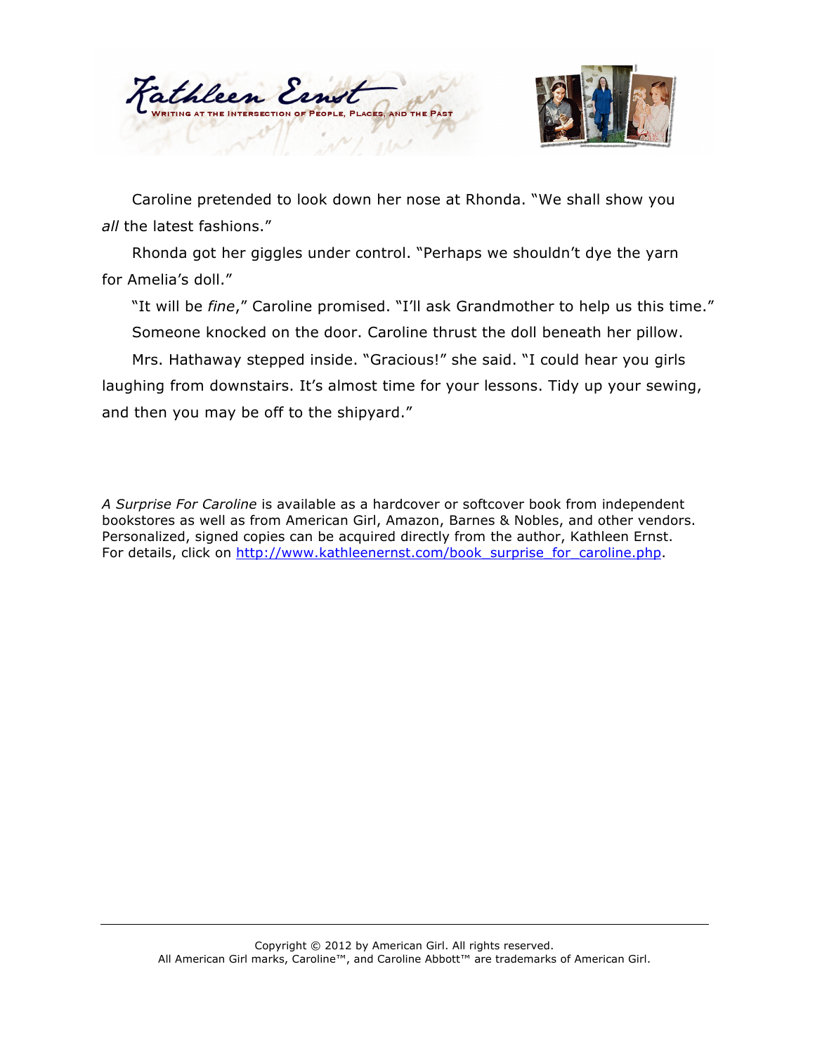Caroline pretended to look down her nose at Rhonda. "We shall show you *all* the latest fashions."

Rhonda got her giggles under control. "Perhaps we shouldn't dye the yarn for Amelia's doll."

"It will be *fine*," Caroline promised. "I'll ask Grandmother to help us this time."

Someone knocked on the door. Caroline thrust the doll beneath her pillow.

Mrs. Hathaway stepped inside. "Gracious!" she said. "I could hear you girls laughing from downstairs. It's almost time for your lessons. Tidy up your sewing, and then you may be off to the shipyard."

*A Surprise For Caroline* is available as a hardcover or softcover book from independent bookstores as well as from American Girl, Amazon, Barnes & Nobles, and other vendors. Personalized, signed copies can be acquired directly from the author, Kathleen Ernst. For details, click on [http://www.kathleenernst.com/book_surprise_for_caroline.php](http://www.kathleenernst.com/book_surprise_for_caroline.php).

Copyright © 2012 by American Girl. All rights reserved.
All American Girl marks, Caroline™, and Caroline Abbott™ are trademarks of American Girl.